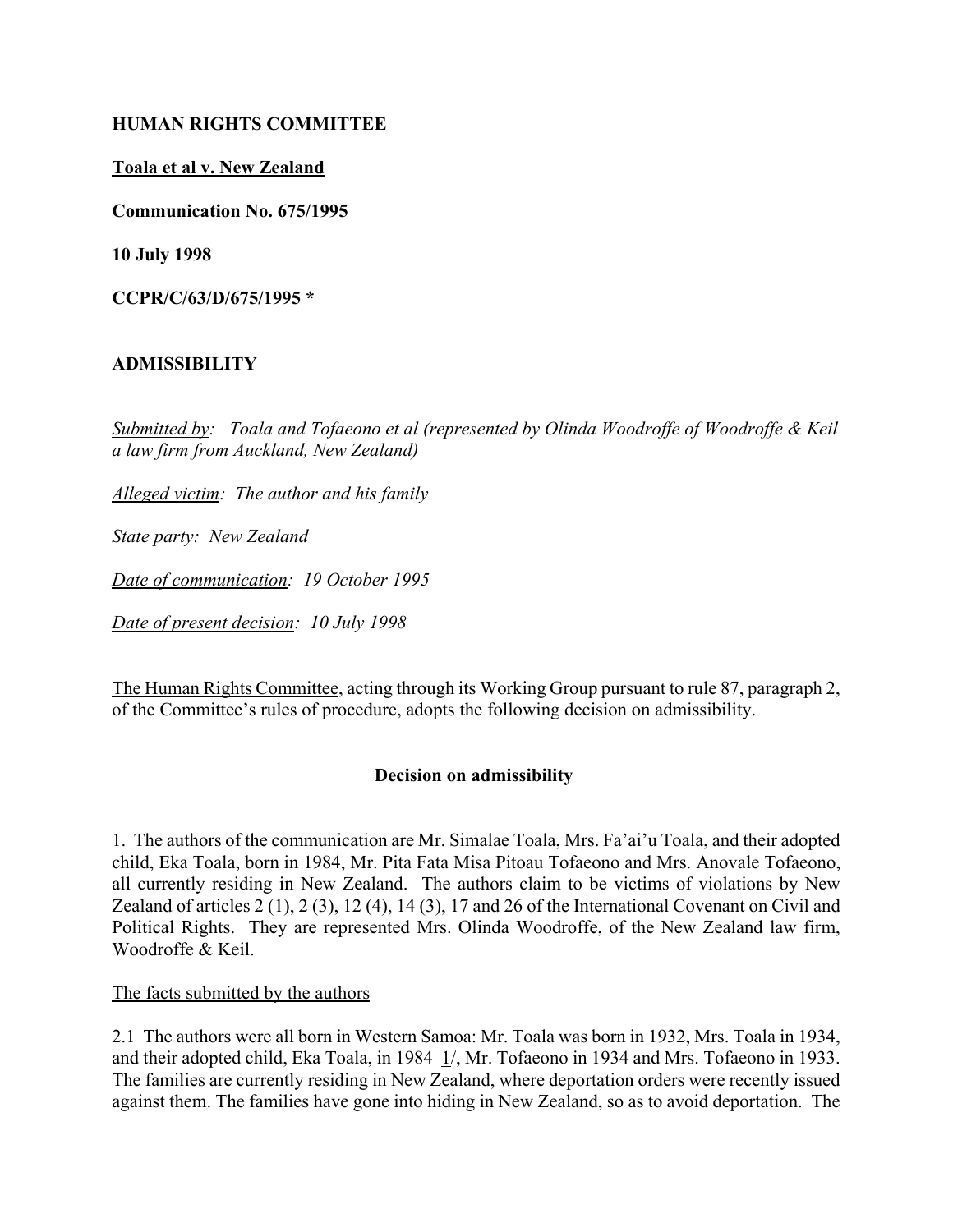**HUMAN RIGHTS COMMITTEE**

**Toala et al v. New Zealand**

**Communication No. 675/1995**

**10 July 1998**

**CCPR/C/63/D/675/1995 \***

**ADMISSIBILITY**

*Submitted by: Toala and Tofaeono et al (represented by Olinda Woodroffe of Woodroffe & Keil a law firm from Auckland, New Zealand)*

*Alleged victim: The author and his family*

*State party: New Zealand*

*Date of communication: 19 October 1995*

*Date of present decision: 10 July 1998*

The Human Rights Committee, acting through its Working Group pursuant to rule 87, paragraph 2, of the Committee's rules of procedure, adopts the following decision on admissibility.

## Decision on admissibility

1. The authors of the communication are Mr. Simalae Toala, Mrs. Fa'ai'u Toala, and their adopted child, Eka Toala, born in 1984, Mr. Pita Fata Misa Pitoau Tofaeono and Mrs. Anovale Tofaeono, all currently residing in New Zealand. The authors claim to be victims of violations by New Zealand of articles 2 (1), 2 (3), 12 (4), 14 (3), 17 and 26 of the International Covenant on Civil and Political Rights. They are represented Mrs. Olinda Woodroffe, of the New Zealand law firm, Woodroffe & Keil.

The facts submitted by the authors

2.1 The authors were all born in Western Samoa: Mr. Toala was born in 1932, Mrs. Toala in 1934, and their adopted child, Eka Toala, in 1984 1/, Mr. Tofaeono in 1934 and Mrs. Tofaeono in 1933. The families are currently residing in New Zealand, where deportation orders were recently issued against them. The families have gone into hiding in New Zealand, so as to avoid deportation. The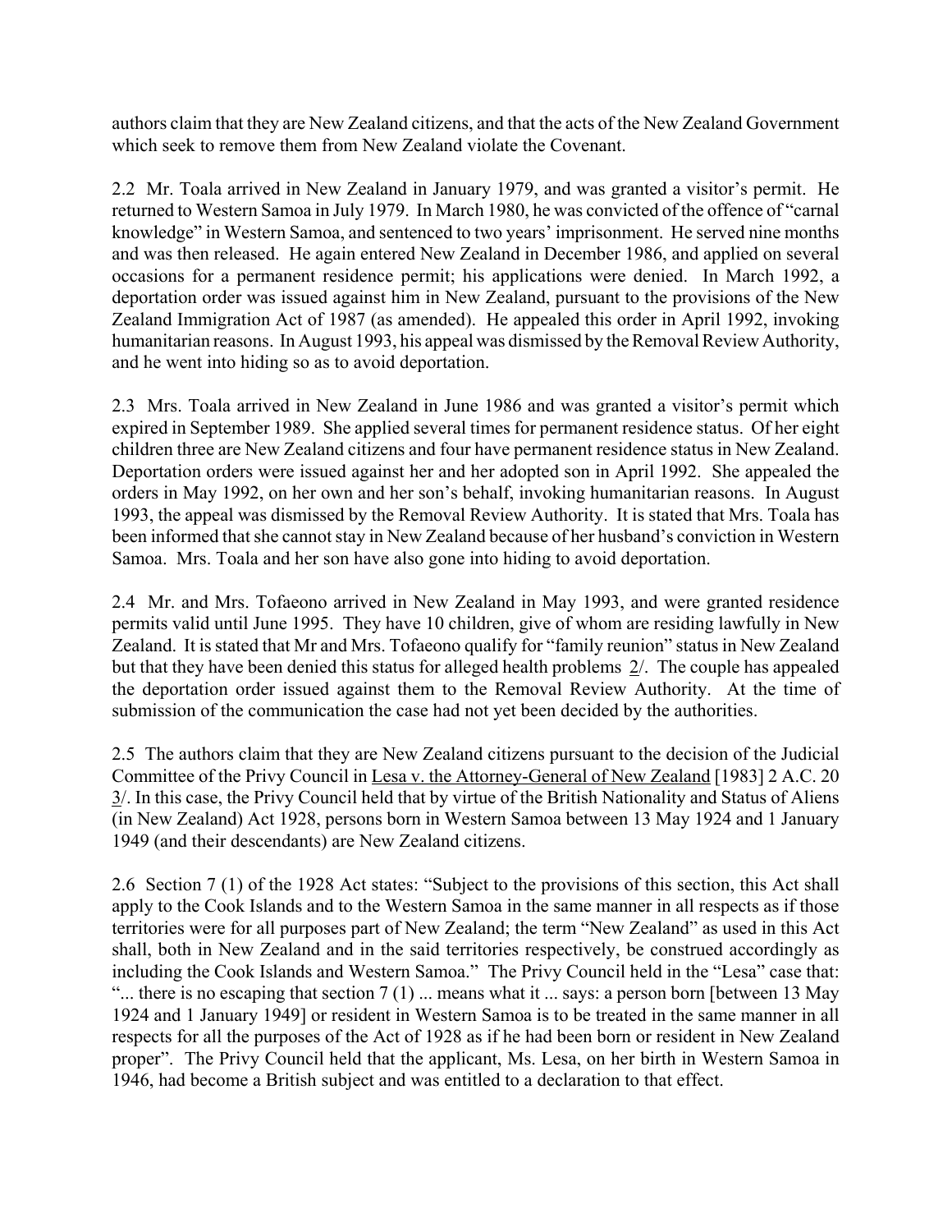authors claim that they are New Zealand citizens, and that the acts of the New Zealand Government which seek to remove them from New Zealand violate the Covenant.

2.2 Mr. Toala arrived in New Zealand in January 1979, and was granted a visitor's permit. He returned to Western Samoa in July 1979. In March 1980, he was convicted of the offence of "carnal knowledge" in Western Samoa, and sentenced to two years' imprisonment. He served nine months and was then released. He again entered New Zealand in December 1986, and applied on several occasions for a permanent residence permit; his applications were denied. In March 1992, a deportation order was issued against him in New Zealand, pursuant to the provisions of the New Zealand Immigration Act of 1987 (as amended). He appealed this order in April 1992, invoking humanitarian reasons. In August 1993, his appeal was dismissed by the Removal Review Authority, and he went into hiding so as to avoid deportation.

2.3 Mrs. Toala arrived in New Zealand in June 1986 and was granted a visitor's permit which expired in September 1989. She applied several times for permanent residence status. Of her eight children three are New Zealand citizens and four have permanent residence status in New Zealand. Deportation orders were issued against her and her adopted son in April 1992. She appealed the orders in May 1992, on her own and her son's behalf, invoking humanitarian reasons. In August 1993, the appeal was dismissed by the Removal Review Authority. It is stated that Mrs. Toala has been informed that she cannot stay in New Zealand because of her husband's conviction in Western Samoa. Mrs. Toala and her son have also gone into hiding to avoid deportation.

2.4 Mr. and Mrs. Tofaeono arrived in New Zealand in May 1993, and were granted residence permits valid until June 1995. They have 10 children, give of whom are residing lawfully in New Zealand. It is stated that Mr and Mrs. Tofaeono qualify for "family reunion" status in New Zealand but that they have been denied this status for alleged health problems 2/. The couple has appealed the deportation order issued against them to the Removal Review Authority. At the time of submission of the communication the case had not yet been decided by the authorities.

2.5 The authors claim that they are New Zealand citizens pursuant to the decision of the Judicial Committee of the Privy Council in Lesa v. the Attorney-General of New Zealand [1983] 2 A.C. 20 3/. In this case, the Privy Council held that by virtue of the British Nationality and Status of Aliens (in New Zealand) Act 1928, persons born in Western Samoa between 13 May 1924 and 1 January 1949 (and their descendants) are New Zealand citizens.

2.6 Section 7 (1) of the 1928 Act states: "Subject to the provisions of this section, this Act shall apply to the Cook Islands and to the Western Samoa in the same manner in all respects as if those territories were for all purposes part of New Zealand; the term "New Zealand" as used in this Act shall, both in New Zealand and in the said territories respectively, be construed accordingly as including the Cook Islands and Western Samoa." The Privy Council held in the "Lesa" case that: "... there is no escaping that section 7 (1) ... means what it ... says: a person born [between 13 May 1924 and 1 January 1949] or resident in Western Samoa is to be treated in the same manner in all respects for all the purposes of the Act of 1928 as if he had been born or resident in New Zealand proper". The Privy Council held that the applicant, Ms. Lesa, on her birth in Western Samoa in 1946, had become a British subject and was entitled to a declaration to that effect.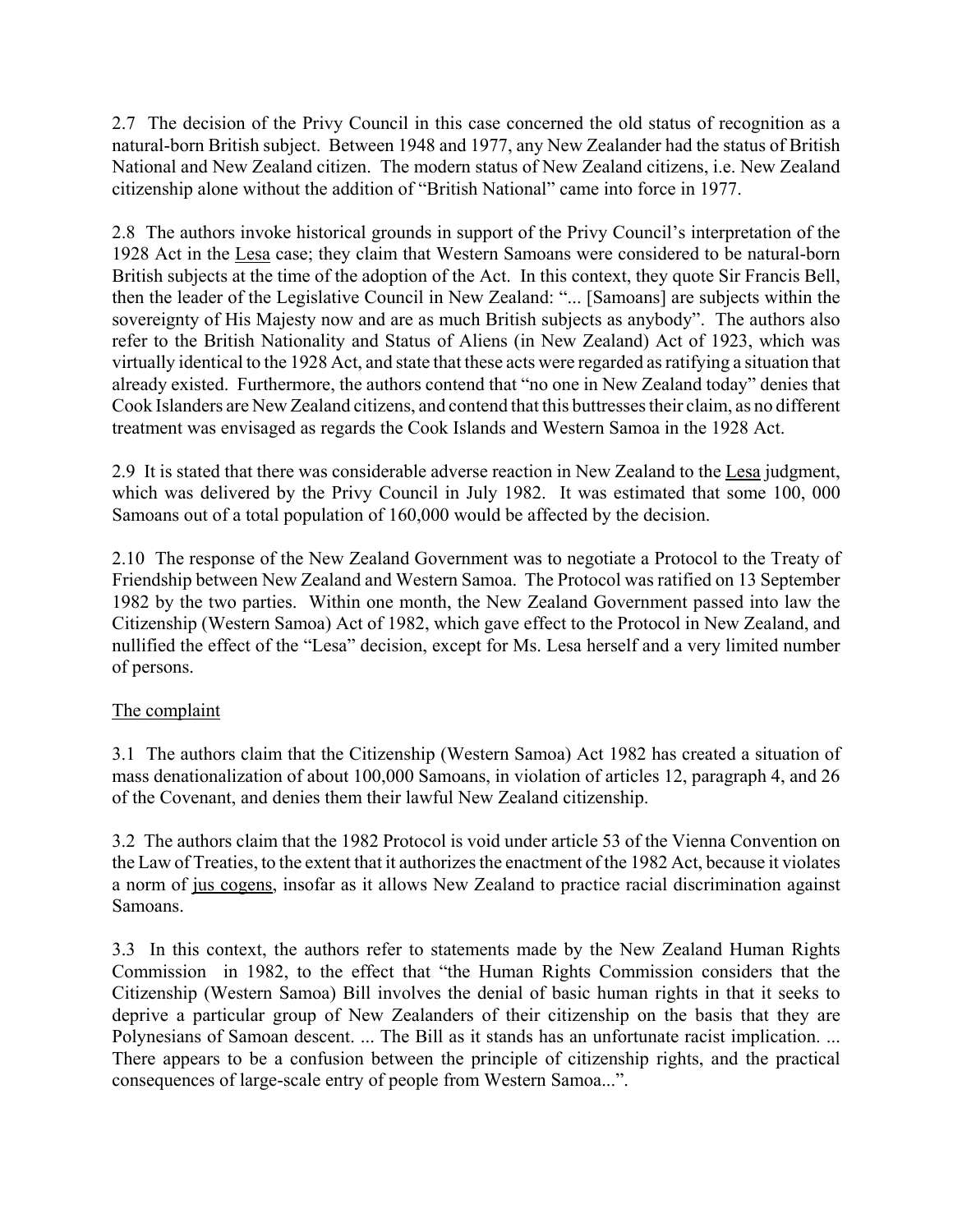2.7 The decision of the Privy Council in this case concerned the old status of recognition as a natural-born British subject. Between 1948 and 1977, any New Zealander had the status of British National and New Zealand citizen. The modern status of New Zealand citizens, i.e. New Zealand citizenship alone without the addition of "British National" came into force in 1977.

2.8 The authors invoke historical grounds in support of the Privy Council's interpretation of the 1928 Act in the Lesa case; they claim that Western Samoans were considered to be natural-born British subjects at the time of the adoption of the Act. In this context, they quote Sir Francis Bell, then the leader of the Legislative Council in New Zealand: "... [Samoans] are subjects within the sovereignty of His Majesty now and are as much British subjects as anybody". The authors also refer to the British Nationality and Status of Aliens (in New Zealand) Act of 1923, which was virtually identical to the 1928 Act, and state that these acts were regarded as ratifying a situation that already existed. Furthermore, the authors contend that "no one in New Zealand today" denies that Cook Islanders are New Zealand citizens, and contend that this buttresses their claim, as no different treatment was envisaged as regards the Cook Islands and Western Samoa in the 1928 Act.

2.9 It is stated that there was considerable adverse reaction in New Zealand to the Lesa judgment, which was delivered by the Privy Council in July 1982. It was estimated that some 100, 000 Samoans out of a total population of 160,000 would be affected by the decision.

2.10 The response of the New Zealand Government was to negotiate a Protocol to the Treaty of Friendship between New Zealand and Western Samoa. The Protocol was ratified on 13 September 1982 by the two parties. Within one month, the New Zealand Government passed into law the Citizenship (Western Samoa) Act of 1982, which gave effect to the Protocol in New Zealand, and nullified the effect of the "Lesa" decision, except for Ms. Lesa herself and a very limited number of persons.

## The complaint

3.1 The authors claim that the Citizenship (Western Samoa) Act 1982 has created a situation of mass denationalization of about 100,000 Samoans, in violation of articles 12, paragraph 4, and 26 of the Covenant, and denies them their lawful New Zealand citizenship.

3.2 The authors claim that the 1982 Protocol is void under article 53 of the Vienna Convention on the Law of Treaties, to the extent that it authorizes the enactment of the 1982 Act, because it violates a norm of jus cogens, insofar as it allows New Zealand to practice racial discrimination against Samoans.

3.3 In this context, the authors refer to statements made by the New Zealand Human Rights Commission in 1982, to the effect that "the Human Rights Commission considers that the Citizenship (Western Samoa) Bill involves the denial of basic human rights in that it seeks to deprive a particular group of New Zealanders of their citizenship on the basis that they are Polynesians of Samoan descent. ... The Bill as it stands has an unfortunate racist implication. ... There appears to be a confusion between the principle of citizenship rights, and the practical consequences of large-scale entry of people from Western Samoa...".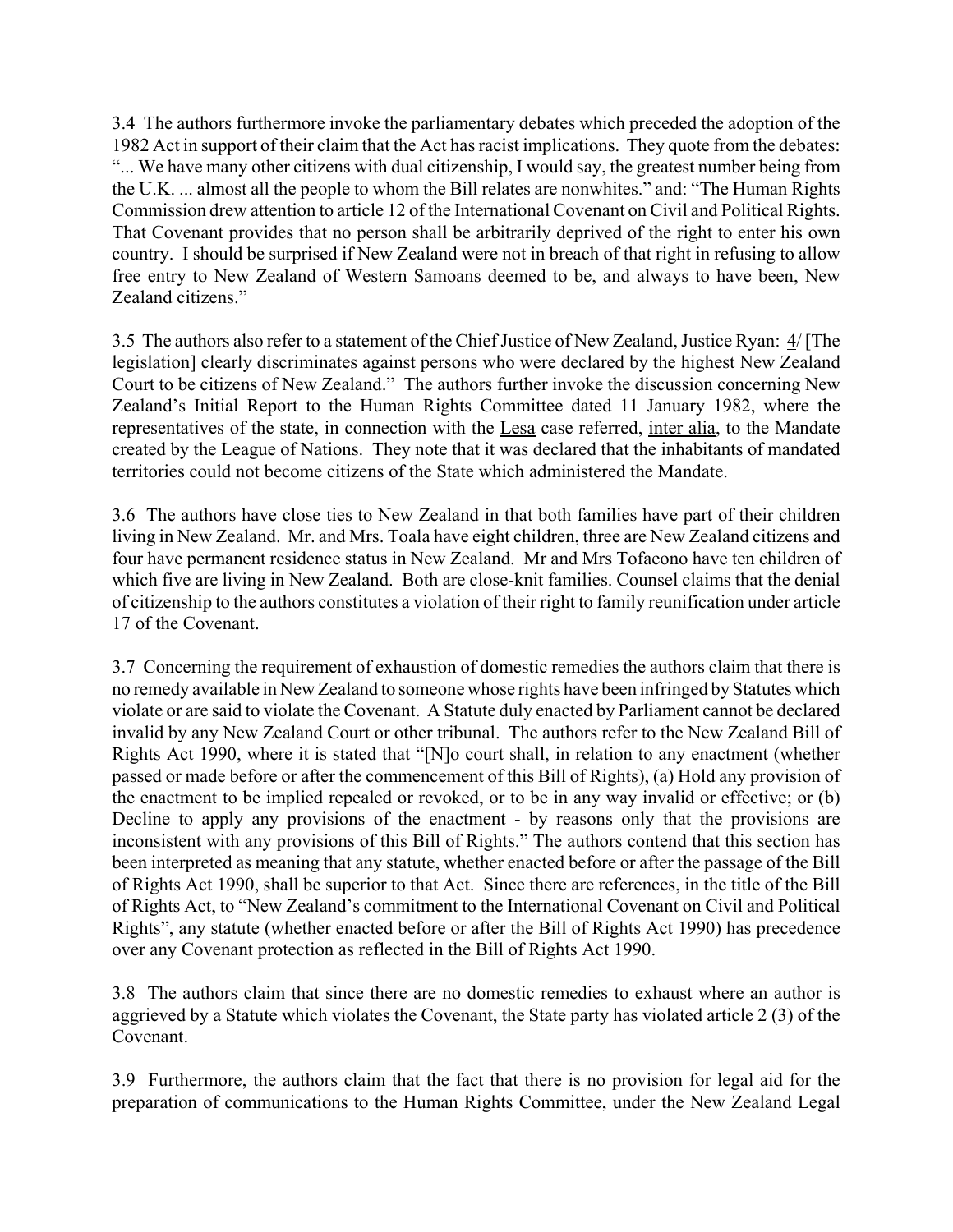3.4 The authors furthermore invoke the parliamentary debates which preceded the adoption of the 1982 Act in support of their claim that the Act has racist implications. They quote from the debates: "... We have many other citizens with dual citizenship, I would say, the greatest number being from the U.K. ... almost all the people to whom the Bill relates are nonwhites." and: "The Human Rights Commission drew attention to article 12 of the International Covenant on Civil and Political Rights. That Covenant provides that no person shall be arbitrarily deprived of the right to enter his own country. I should be surprised if New Zealand were not in breach of that right in refusing to allow free entry to New Zealand of Western Samoans deemed to be, and always to have been, New Zealand citizens."

3.5 The authors also refer to a statement of the Chief Justice of New Zealand, Justice Ryan: 4/ [The legislation] clearly discriminates against persons who were declared by the highest New Zealand Court to be citizens of New Zealand." The authors further invoke the discussion concerning New Zealand's Initial Report to the Human Rights Committee dated 11 January 1982, where the representatives of the state, in connection with the Lesa case referred, inter alia, to the Mandate created by the League of Nations. They note that it was declared that the inhabitants of mandated territories could not become citizens of the State which administered the Mandate.

3.6 The authors have close ties to New Zealand in that both families have part of their children living in New Zealand. Mr. and Mrs. Toala have eight children, three are New Zealand citizens and four have permanent residence status in New Zealand. Mr and Mrs Tofaeono have ten children of which five are living in New Zealand. Both are close-knit families. Counsel claims that the denial of citizenship to the authors constitutes a violation of their right to family reunification under article 17 of the Covenant.

3.7 Concerning the requirement of exhaustion of domestic remedies the authors claim that there is no remedy available in New Zealand to someone whose rights have been infringed by Statutes which violate or are said to violate the Covenant. A Statute duly enacted by Parliament cannot be declared invalid by any New Zealand Court or other tribunal. The authors refer to the New Zealand Bill of Rights Act 1990, where it is stated that "[N]o court shall, in relation to any enactment (whether passed or made before or after the commencement of this Bill of Rights), (a) Hold any provision of the enactment to be implied repealed or revoked, or to be in any way invalid or effective; or (b) Decline to apply any provisions of the enactment - by reasons only that the provisions are inconsistent with any provisions of this Bill of Rights." The authors contend that this section has been interpreted as meaning that any statute, whether enacted before or after the passage of the Bill of Rights Act 1990, shall be superior to that Act. Since there are references, in the title of the Bill of Rights Act, to "New Zealand's commitment to the International Covenant on Civil and Political Rights", any statute (whether enacted before or after the Bill of Rights Act 1990) has precedence over any Covenant protection as reflected in the Bill of Rights Act 1990.

3.8 The authors claim that since there are no domestic remedies to exhaust where an author is aggrieved by a Statute which violates the Covenant, the State party has violated article 2 (3) of the Covenant.

3.9 Furthermore, the authors claim that the fact that there is no provision for legal aid for the preparation of communications to the Human Rights Committee, under the New Zealand Legal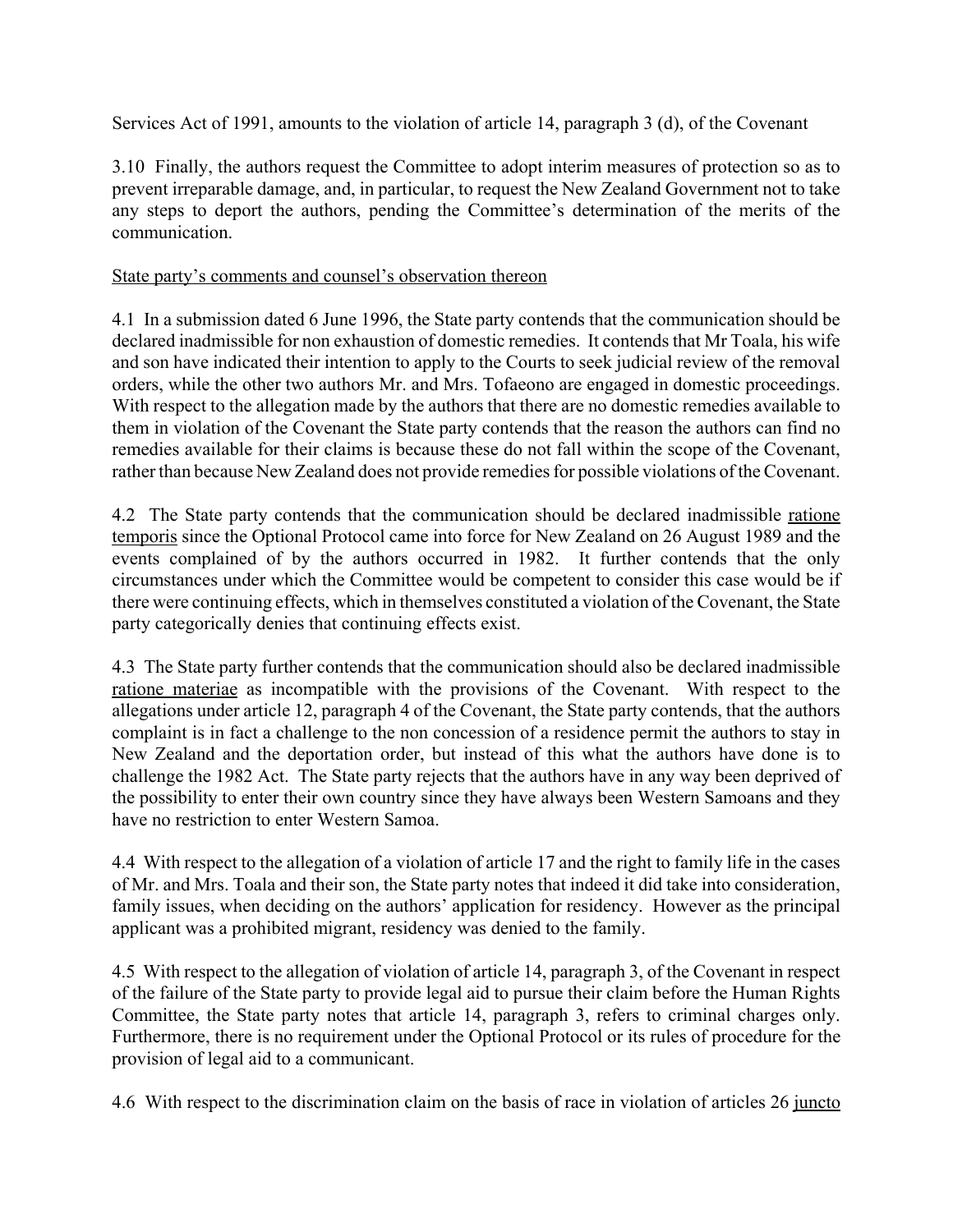Services Act of 1991, amounts to the violation of article 14, paragraph 3 (d), of the Covenant

3.10 Finally, the authors request the Committee to adopt interim measures of protection so as to prevent irreparable damage, and, in particular, to request the New Zealand Government not to take any steps to deport the authors, pending the Committee's determination of the merits of the communication.

State party's comments and counsel's observation thereon

4.1 In a submission dated 6 June 1996, the State party contends that the communication should be declared inadmissible for non exhaustion of domestic remedies. It contends that Mr Toala, his wife and son have indicated their intention to apply to the Courts to seek judicial review of the removal orders, while the other two authors Mr. and Mrs. Tofaeono are engaged in domestic proceedings. With respect to the allegation made by the authors that there are no domestic remedies available to them in violation of the Covenant the State party contends that the reason the authors can find no remedies available for their claims is because these do not fall within the scope of the Covenant, rather than because New Zealand does not provide remedies for possible violations of the Covenant.

4.2 The State party contends that the communication should be declared inadmissible ratione temporis since the Optional Protocol came into force for New Zealand on 26 August 1989 and the events complained of by the authors occurred in 1982. It further contends that the only circumstances under which the Committee would be competent to consider this case would be if there were continuing effects, which in themselves constituted a violation of the Covenant, the State party categorically denies that continuing effects exist.

4.3 The State party further contends that the communication should also be declared inadmissible ratione materiae as incompatible with the provisions of the Covenant. With respect to the allegations under article 12, paragraph 4 of the Covenant, the State party contends, that the authors complaint is in fact a challenge to the non concession of a residence permit the authors to stay in New Zealand and the deportation order, but instead of this what the authors have done is to challenge the 1982 Act. The State party rejects that the authors have in any way been deprived of the possibility to enter their own country since they have always been Western Samoans and they have no restriction to enter Western Samoa.

4.4 With respect to the allegation of a violation of article 17 and the right to family life in the cases of Mr. and Mrs. Toala and their son, the State party notes that indeed it did take into consideration, family issues, when deciding on the authors' application for residency. However as the principal applicant was a prohibited migrant, residency was denied to the family.

4.5 With respect to the allegation of violation of article 14, paragraph 3, of the Covenant in respect of the failure of the State party to provide legal aid to pursue their claim before the Human Rights Committee, the State party notes that article 14, paragraph 3, refers to criminal charges only. Furthermore, there is no requirement under the Optional Protocol or its rules of procedure for the provision of legal aid to a communicant.

4.6 With respect to the discrimination claim on the basis of race in violation of articles 26 juncto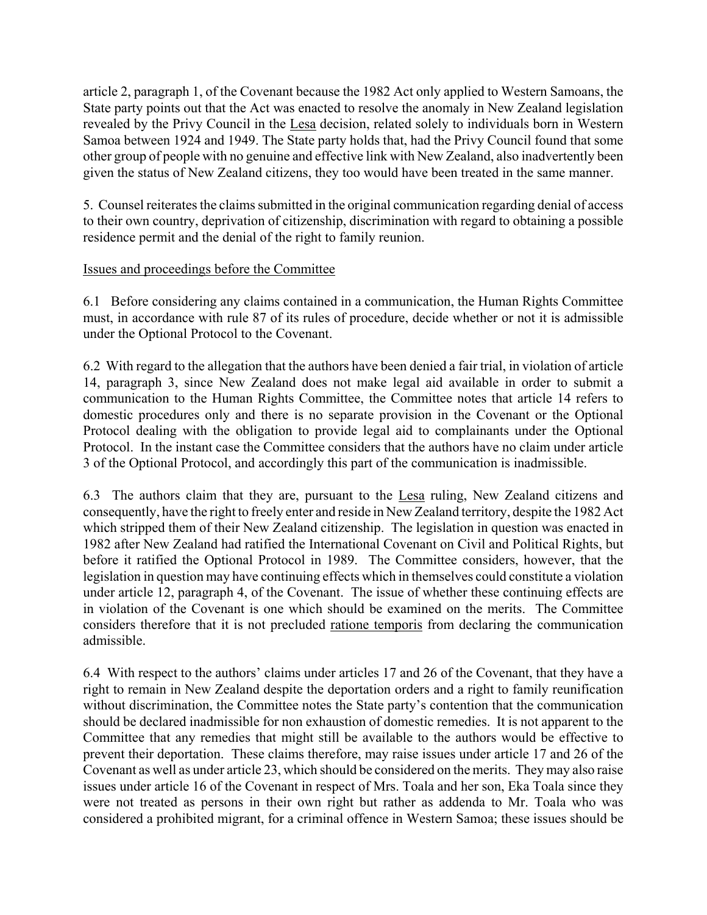article 2, paragraph 1, of the Covenant because the 1982 Act only applied to Western Samoans, the State party points out that the Act was enacted to resolve the anomaly in New Zealand legislation revealed by the Privy Council in the Lesa decision, related solely to individuals born in Western Samoa between 1924 and 1949. The State party holds that, had the Privy Council found that some other group of people with no genuine and effective link with New Zealand, also inadvertently been given the status of New Zealand citizens, they too would have been treated in the same manner.

5. Counsel reiterates the claims submitted in the original communication regarding denial of access to their own country, deprivation of citizenship, discrimination with regard to obtaining a possible residence permit and the denial of the right to family reunion.

Issues and proceedings before the Committee

6.1 Before considering any claims contained in a communication, the Human Rights Committee must, in accordance with rule 87 of its rules of procedure, decide whether or not it is admissible under the Optional Protocol to the Covenant.

6.2 With regard to the allegation that the authors have been denied a fair trial, in violation of article 14, paragraph 3, since New Zealand does not make legal aid available in order to submit a communication to the Human Rights Committee, the Committee notes that article 14 refers to domestic procedures only and there is no separate provision in the Covenant or the Optional Protocol dealing with the obligation to provide legal aid to complainants under the Optional Protocol. In the instant case the Committee considers that the authors have no claim under article 3 of the Optional Protocol, and accordingly this part of the communication is inadmissible.

6.3 The authors claim that they are, pursuant to the Lesa ruling, New Zealand citizens and consequently, have the right to freely enter and reside in New Zealand territory, despite the 1982 Act which stripped them of their New Zealand citizenship. The legislation in question was enacted in 1982 after New Zealand had ratified the International Covenant on Civil and Political Rights, but before it ratified the Optional Protocol in 1989. The Committee considers, however, that the legislation in question may have continuing effects which in themselves could constitute a violation under article 12, paragraph 4, of the Covenant. The issue of whether these continuing effects are in violation of the Covenant is one which should be examined on the merits. The Committee considers therefore that it is not precluded ratione temporis from declaring the communication admissible.

6.4 With respect to the authors' claims under articles 17 and 26 of the Covenant, that they have a right to remain in New Zealand despite the deportation orders and a right to family reunification without discrimination, the Committee notes the State party's contention that the communication should be declared inadmissible for non exhaustion of domestic remedies. It is not apparent to the Committee that any remedies that might still be available to the authors would be effective to prevent their deportation. These claims therefore, may raise issues under article 17 and 26 of the Covenant as well as under article 23, which should be considered on the merits. They may also raise issues under article 16 of the Covenant in respect of Mrs. Toala and her son, Eka Toala since they were not treated as persons in their own right but rather as addenda to Mr. Toala who was considered a prohibited migrant, for a criminal offence in Western Samoa; these issues should be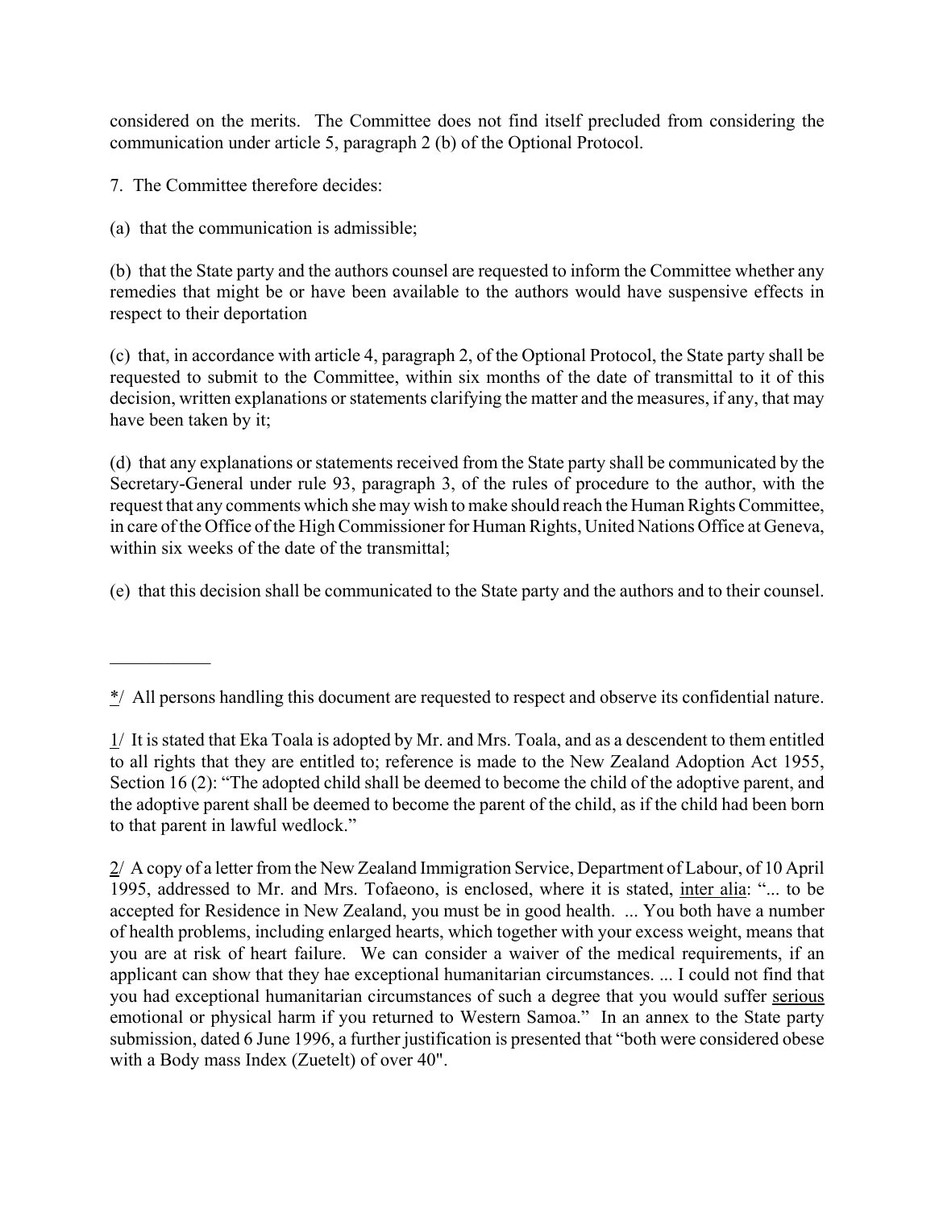considered on the merits. The Committee does not find itself precluded from considering the communication under article 5, paragraph 2 (b) of the Optional Protocol.

7. The Committee therefore decides:

(a) that the communication is admissible;

(b) that the State party and the authors counsel are requested to inform the Committee whether any remedies that might be or have been available to the authors would have suspensive effects in respect to their deportation

(c) that, in accordance with article 4, paragraph 2, of the Optional Protocol, the State party shall be requested to submit to the Committee, within six months of the date of transmittal to it of this decision, written explanations or statements clarifying the matter and the measures, if any, that may have been taken by it;

(d) that any explanations or statements received from the State party shall be communicated by the Secretary-General under rule 93, paragraph 3, of the rules of procedure to the author, with the request that any comments which she may wish to make should reach the Human Rights Committee, in care of the Office of the High Commissioner for Human Rights, United Nations Office at Geneva, within six weeks of the date of the transmittal;

(e) that this decision shall be communicated to the State party and the authors and to their counsel.

---

*/ All persons handling this document are requested to respect and observe its confidential nature.

1/ It is stated that Eka Toala is adopted by Mr. and Mrs. Toala, and as a descendent to them entitled to all rights that they are entitled to; reference is made to the New Zealand Adoption Act 1955, Section 16 (2): "The adopted child shall be deemed to become the child of the adoptive parent, and the adoptive parent shall be deemed to become the parent of the child, as if the child had been born to that parent in lawful wedlock."

2/ A copy of a letter from the New Zealand Immigration Service, Department of Labour, of 10 April 1995, addressed to Mr. and Mrs. Tofaeono, is enclosed, where it is stated, inter alia: "... to be accepted for Residence in New Zealand, you must be in good health. ... You both have a number of health problems, including enlarged hearts, which together with your excess weight, means that you are at risk of heart failure. We can consider a waiver of the medical requirements, if an applicant can show that they hae exceptional humanitarian circumstances. ... I could not find that you had exceptional humanitarian circumstances of such a degree that you would suffer serious emotional or physical harm if you returned to Western Samoa." In an annex to the State party submission, dated 6 June 1996, a further justification is presented that "both were considered obese with a Body mass Index (Zuetelt) of over 40".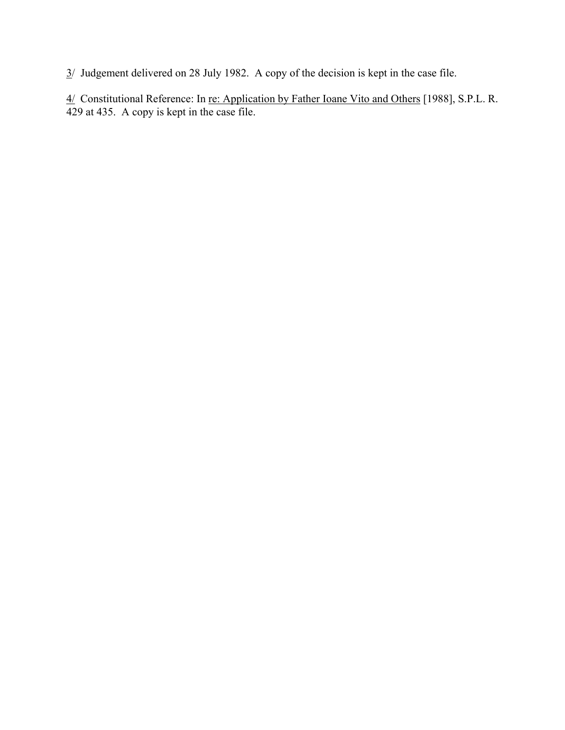3/ Judgement delivered on 28 July 1982. A copy of the decision is kept in the case file.

4/ Constitutional Reference: In re: Application by Father Ioane Vito and Others [1988], S.P.L. R. 429 at 435. A copy is kept in the case file.